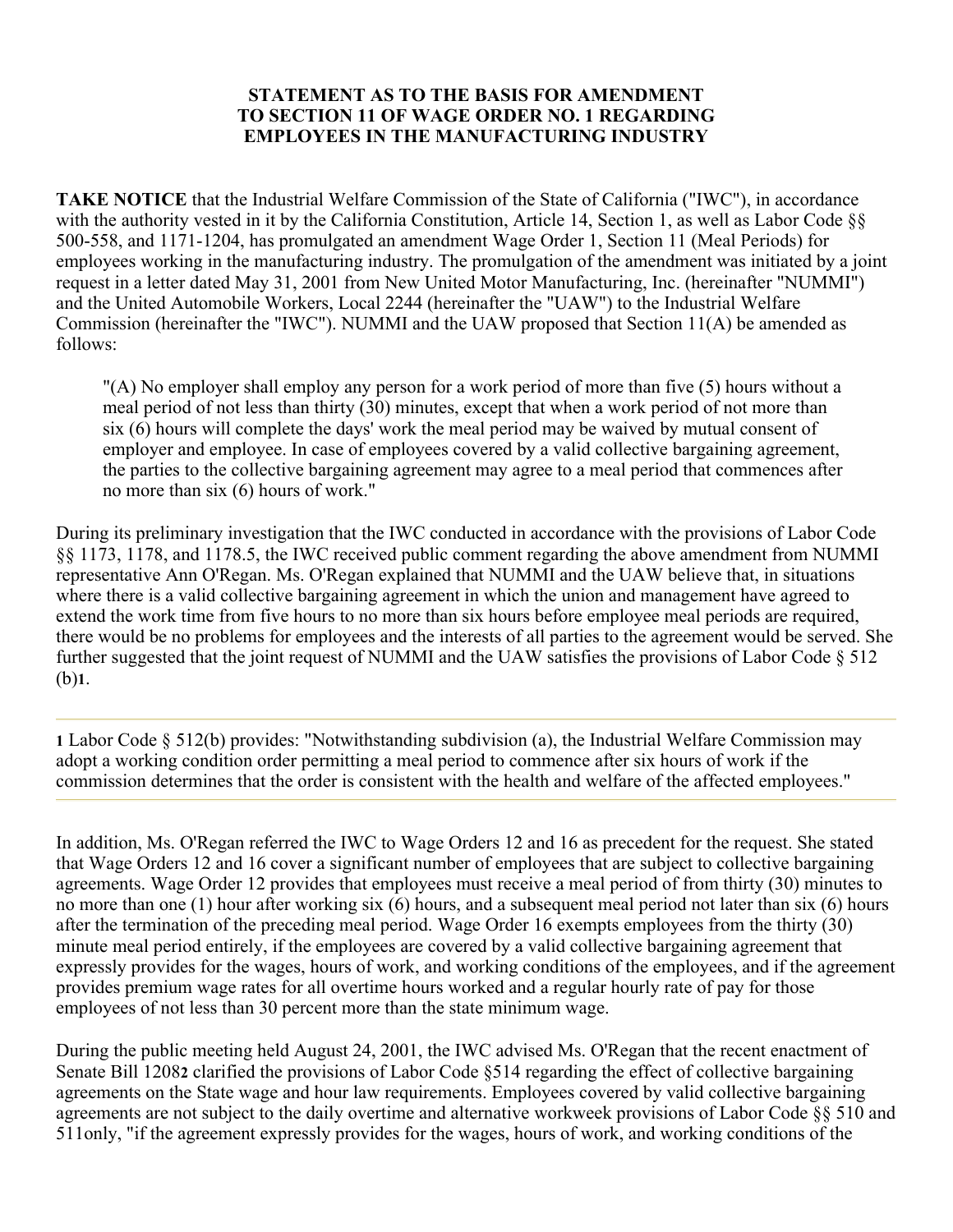# STATEMENT AS TO THE BASIS FOR AMENDMENT TO SECTION 11 OF WAGE ORDER NO. 1 REGARDING EMPLOYEES IN THE MANUFACTURING INDUSTRY

**TAKE NOTICE** that the Industrial Welfare Commission of the State of California ("IWC"), in accordance with the authority vested in it by the California Constitution, Article 14, Section 1, as well as Labor Code §§ 500-558, and 1171-1204, has promulgated an amendment Wage Order 1, Section 11 (Meal Periods) for employees working in the manufacturing industry. The promulgation of the amendment was initiated by a joint request in a letter dated May 31, 2001 from New United Motor Manufacturing, Inc. (hereinafter "NUMMI") and the United Automobile Workers, Local 2244 (hereinafter the "UAW") to the Industrial Welfare Commission (hereinafter the "IWC"). NUMMI and the UAW proposed that Section 11(A) be amended as follows:

> "(A) No employer shall employ any person for a work period of more than five (5) hours without a meal period of not less than thirty (30) minutes, except that when a work period of not more than six (6) hours will complete the days' work the meal period may be waived by mutual consent of employer and employee. In case of employees covered by a valid collective bargaining agreement, the parties to the collective bargaining agreement may agree to a meal period that commences after no more than six (6) hours of work."

During its preliminary investigation that the IWC conducted in accordance with the provisions of Labor Code §§ 1173, 1178, and 1178.5, the IWC received public comment regarding the above amendment from NUMMI representative Ann O'Regan. Ms. O'Regan explained that NUMMI and the UAW believe that, in situations where there is a valid collective bargaining agreement in which the union and management have agreed to extend the work time from five hours to no more than six hours before employee meal periods are required, there would be no problems for employees and the interests of all parties to the agreement would be served. She further suggested that the joint request of NUMMI and the UAW satisfies the provisions of Labor Code § 512 (b)[1].

---

[1] Labor Code § 512(b) provides: "Notwithstanding subdivision (a), the Industrial Welfare Commission may adopt a working condition order permitting a meal period to commence after six hours of work if the commission determines that the order is consistent with the health and welfare of the affected employees."

---

In addition, Ms. O'Regan referred the IWC to Wage Orders 12 and 16 as precedent for the request. She stated that Wage Orders 12 and 16 cover a significant number of employees that are subject to collective bargaining agreements. Wage Order 12 provides that employees must receive a meal period of from thirty (30) minutes to no more than one (1) hour after working six (6) hours, and a subsequent meal period not later than six (6) hours after the termination of the preceding meal period. Wage Order 16 exempts employees from the thirty (30) minute meal period entirely, if the employees are covered by a valid collective bargaining agreement that expressly provides for the wages, hours of work, and working conditions of the employees, and if the agreement provides premium wage rates for all overtime hours worked and a regular hourly rate of pay for those employees of not less than 30 percent more than the state minimum wage.

During the public meeting held August 24, 2001, the IWC advised Ms. O'Regan that the recent enactment of Senate Bill 1208[2] clarified the provisions of Labor Code §514 regarding the effect of collective bargaining agreements on the State wage and hour law requirements. Employees covered by valid collective bargaining agreements are not subject to the daily overtime and alternative workweek provisions of Labor Code §§ 510 and 511only, "if the agreement expressly provides for the wages, hours of work, and working conditions of the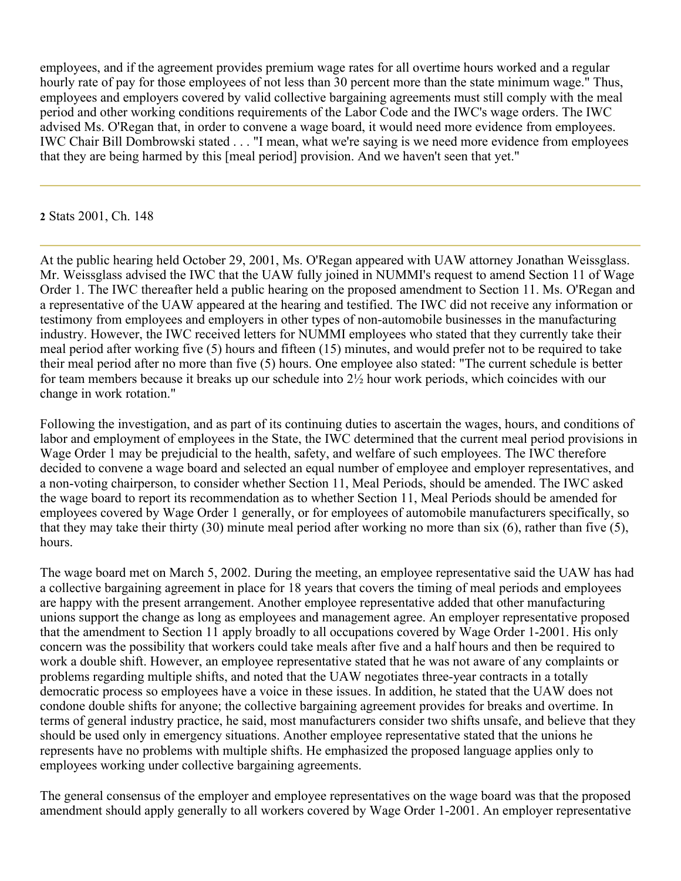employees, and if the agreement provides premium wage rates for all overtime hours worked and a regular hourly rate of pay for those employees of not less than 30 percent more than the state minimum wage." Thus, employees and employers covered by valid collective bargaining agreements must still comply with the meal period and other working conditions requirements of the Labor Code and the IWC's wage orders. The IWC advised Ms. O'Regan that, in order to convene a wage board, it would need more evidence from employees. IWC Chair Bill Dombrowski stated . . . "I mean, what we're saying is we need more evidence from employees that they are being harmed by this [meal period] provision. And we haven't seen that yet."

---

**2** Stats 2001, Ch. 148

---

At the public hearing held October 29, 2001, Ms. O'Regan appeared with UAW attorney Jonathan Weissglass. Mr. Weissglass advised the IWC that the UAW fully joined in NUMMI's request to amend Section 11 of Wage Order 1. The IWC thereafter held a public hearing on the proposed amendment to Section 11. Ms. O'Regan and a representative of the UAW appeared at the hearing and testified. The IWC did not receive any information or testimony from employees and employers in other types of non-automobile businesses in the manufacturing industry. However, the IWC received letters for NUMMI employees who stated that they currently take their meal period after working five (5) hours and fifteen (15) minutes, and would prefer not to be required to take their meal period after no more than five (5) hours. One employee also stated: "The current schedule is better for team members because it breaks up our schedule into 2½ hour work periods, which coincides with our change in work rotation."

Following the investigation, and as part of its continuing duties to ascertain the wages, hours, and conditions of labor and employment of employees in the State, the IWC determined that the current meal period provisions in Wage Order 1 may be prejudicial to the health, safety, and welfare of such employees. The IWC therefore decided to convene a wage board and selected an equal number of employee and employer representatives, and a non-voting chairperson, to consider whether Section 11, Meal Periods, should be amended. The IWC asked the wage board to report its recommendation as to whether Section 11, Meal Periods should be amended for employees covered by Wage Order 1 generally, or for employees of automobile manufacturers specifically, so that they may take their thirty (30) minute meal period after working no more than six (6), rather than five (5), hours.

The wage board met on March 5, 2002. During the meeting, an employee representative said the UAW has had a collective bargaining agreement in place for 18 years that covers the timing of meal periods and employees are happy with the present arrangement. Another employee representative added that other manufacturing unions support the change as long as employees and management agree. An employer representative proposed that the amendment to Section 11 apply broadly to all occupations covered by Wage Order 1-2001. His only concern was the possibility that workers could take meals after five and a half hours and then be required to work a double shift. However, an employee representative stated that he was not aware of any complaints or problems regarding multiple shifts, and noted that the UAW negotiates three-year contracts in a totally democratic process so employees have a voice in these issues. In addition, he stated that the UAW does not condone double shifts for anyone; the collective bargaining agreement provides for breaks and overtime. In terms of general industry practice, he said, most manufacturers consider two shifts unsafe, and believe that they should be used only in emergency situations. Another employee representative stated that the unions he represents have no problems with multiple shifts. He emphasized the proposed language applies only to employees working under collective bargaining agreements.

The general consensus of the employer and employee representatives on the wage board was that the proposed amendment should apply generally to all workers covered by Wage Order 1-2001. An employer representative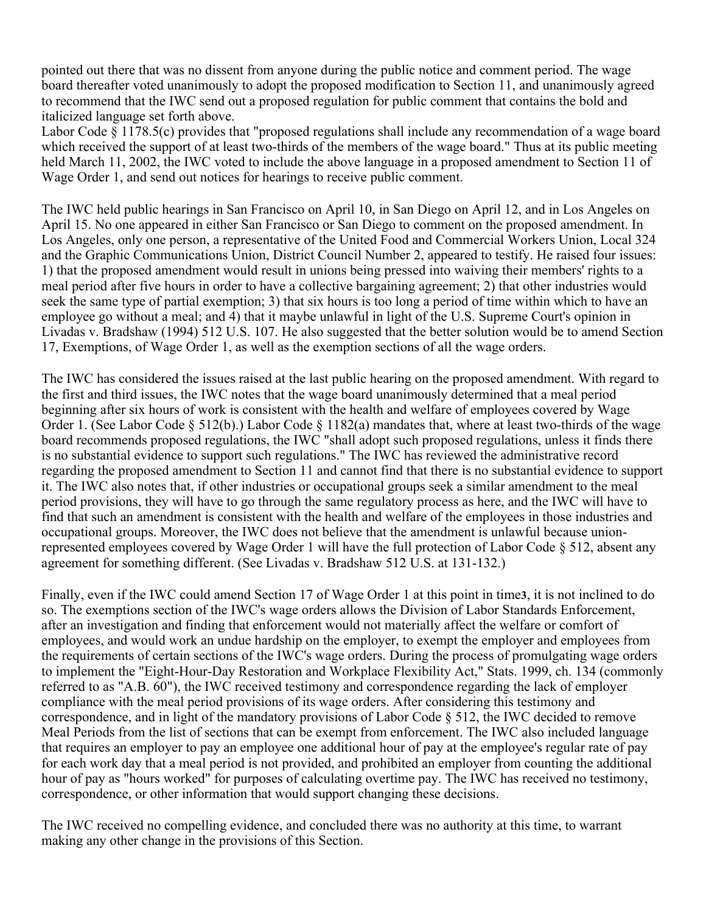pointed out there that was no dissent from anyone during the public notice and comment period. The wage board thereafter voted unanimously to adopt the proposed modification to Section 11, and unanimously agreed to recommend that the IWC send out a proposed regulation for public comment that contains the bold and italicized language set forth above.

Labor Code § 1178.5(c) provides that "proposed regulations shall include any recommendation of a wage board which received the support of at least two-thirds of the members of the wage board." Thus at its public meeting held March 11, 2002, the IWC voted to include the above language in a proposed amendment to Section 11 of Wage Order 1, and send out notices for hearings to receive public comment.

The IWC held public hearings in San Francisco on April 10, in San Diego on April 12, and in Los Angeles on April 15. No one appeared in either San Francisco or San Diego to comment on the proposed amendment. In Los Angeles, only one person, a representative of the United Food and Commercial Workers Union, Local 324 and the Graphic Communications Union, District Council Number 2, appeared to testify. He raised four issues: 1) that the proposed amendment would result in unions being pressed into waiving their members' rights to a meal period after five hours in order to have a collective bargaining agreement; 2) that other industries would seek the same type of partial exemption; 3) that six hours is too long a period of time within which to have an employee go without a meal; and 4) that it maybe unlawful in light of the U.S. Supreme Court's opinion in Livadas v. Bradshaw (1994) 512 U.S. 107. He also suggested that the better solution would be to amend Section 17, Exemptions, of Wage Order 1, as well as the exemption sections of all the wage orders.

The IWC has considered the issues raised at the last public hearing on the proposed amendment. With regard to the first and third issues, the IWC notes that the wage board unanimously determined that a meal period beginning after six hours of work is consistent with the health and welfare of employees covered by Wage Order 1. (See Labor Code § 512(b).) Labor Code § 1182(a) mandates that, where at least two-thirds of the wage board recommends proposed regulations, the IWC "shall adopt such proposed regulations, unless it finds there is no substantial evidence to support such regulations." The IWC has reviewed the administrative record regarding the proposed amendment to Section 11 and cannot find that there is no substantial evidence to support it. The IWC also notes that, if other industries or occupational groups seek a similar amendment to the meal period provisions, they will have to go through the same regulatory process as here, and the IWC will have to find that such an amendment is consistent with the health and welfare of the employees in those industries and occupational groups. Moreover, the IWC does not believe that the amendment is unlawful because union-represented employees covered by Wage Order 1 will have the full protection of Labor Code § 512, absent any agreement for something different. (See Livadas v. Bradshaw 512 U.S. at 131-132.)

Finally, even if the IWC could amend Section 17 of Wage Order 1 at this point in time[3], it is not inclined to do so. The exemptions section of the IWC's wage orders allows the Division of Labor Standards Enforcement, after an investigation and finding that enforcement would not materially affect the welfare or comfort of employees, and would work an undue hardship on the employer, to exempt the employer and employees from the requirements of certain sections of the IWC's wage orders. During the process of promulgating wage orders to implement the "Eight-Hour-Day Restoration and Workplace Flexibility Act," Stats. 1999, ch. 134 (commonly referred to as "A.B. 60"), the IWC received testimony and correspondence regarding the lack of employer compliance with the meal period provisions of its wage orders. After considering this testimony and correspondence, and in light of the mandatory provisions of Labor Code § 512, the IWC decided to remove Meal Periods from the list of sections that can be exempt from enforcement. The IWC also included language that requires an employer to pay an employee one additional hour of pay at the employee's regular rate of pay for each work day that a meal period is not provided, and prohibited an employer from counting the additional hour of pay as "hours worked" for purposes of calculating overtime pay. The IWC has received no testimony, correspondence, or other information that would support changing these decisions.

The IWC received no compelling evidence, and concluded there was no authority at this time, to warrant making any other change in the provisions of this Section.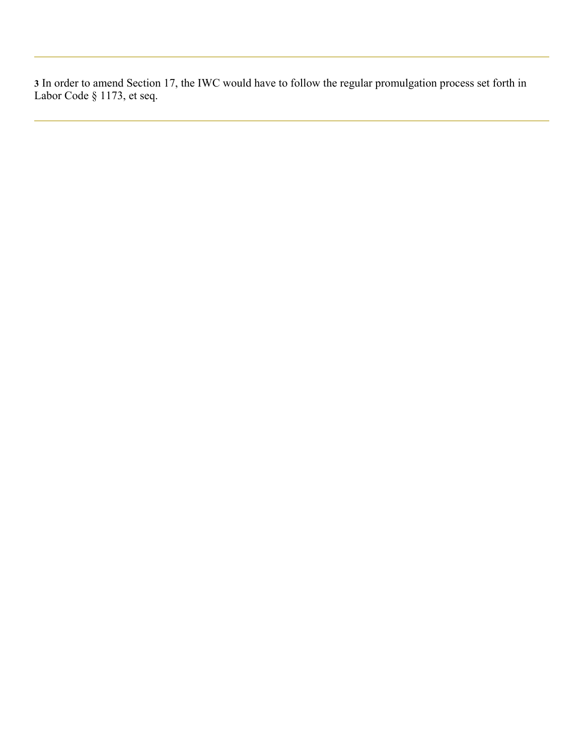[3] In order to amend Section 17, the IWC would have to follow the regular promulgation process set forth in Labor Code § 1173, et seq.